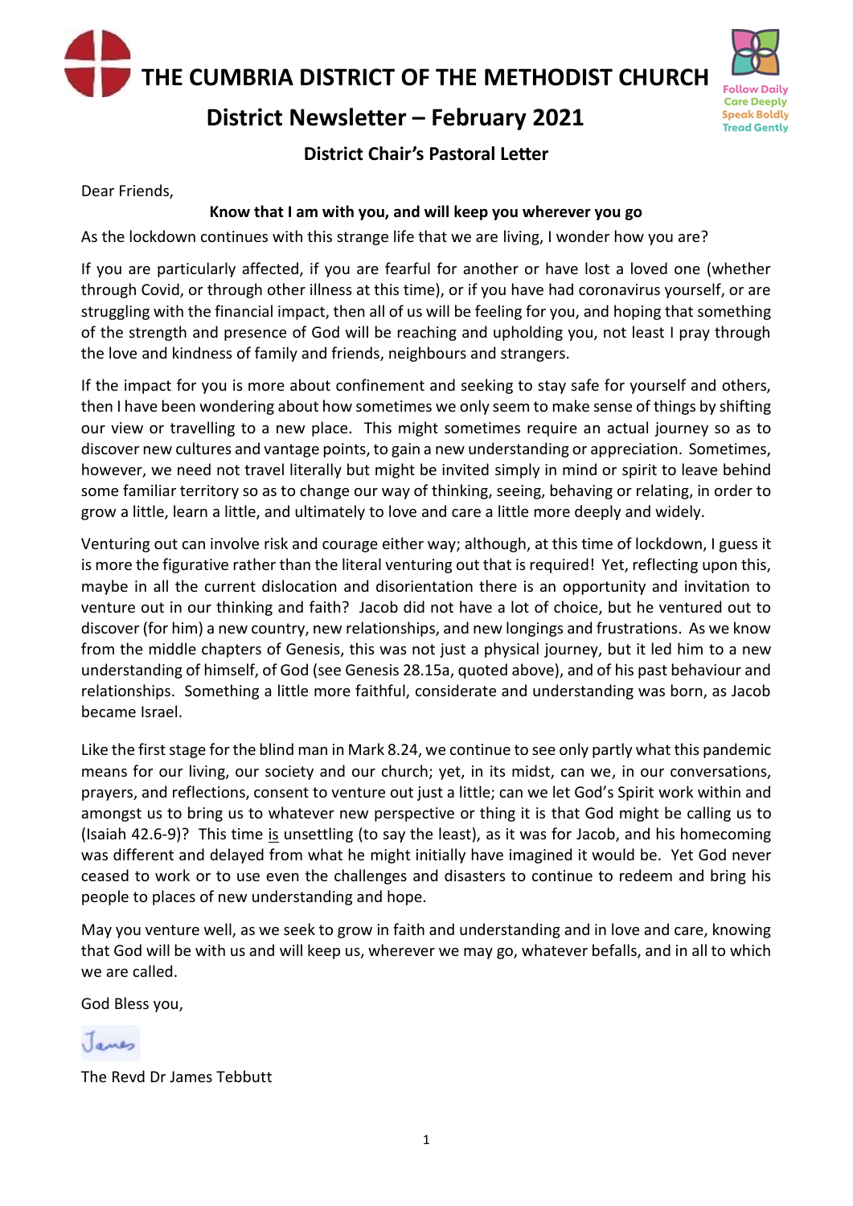# THE CUMBRIA DISTRICT OF THE METHODIST CHURCH

Follow Daily
Care Deeply
Speak Boldly
Tread Gently

## District Newsletter – February 2021

### District Chair's Pastoral Letter

Dear Friends,

**Know that I am with you, and will keep you wherever you go**

As the lockdown continues with this strange life that we are living, I wonder how you are?

If you are particularly affected, if you are fearful for another or have lost a loved one (whether through Covid, or through other illness at this time), or if you have had coronavirus yourself, or are struggling with the financial impact, then all of us will be feeling for you, and hoping that something of the strength and presence of God will be reaching and upholding you, not least I pray through the love and kindness of family and friends, neighbours and strangers.

If the impact for you is more about confinement and seeking to stay safe for yourself and others, then I have been wondering about how sometimes we only seem to make sense of things by shifting our view or travelling to a new place. This might sometimes require an actual journey so as to discover new cultures and vantage points, to gain a new understanding or appreciation. Sometimes, however, we need not travel literally but might be invited simply in mind or spirit to leave behind some familiar territory so as to change our way of thinking, seeing, behaving or relating, in order to grow a little, learn a little, and ultimately to love and care a little more deeply and widely.

Venturing out can involve risk and courage either way; although, at this time of lockdown, I guess it is more the figurative rather than the literal venturing out that is required! Yet, reflecting upon this, maybe in all the current dislocation and disorientation there is an opportunity and invitation to venture out in our thinking and faith? Jacob did not have a lot of choice, but he ventured out to discover (for him) a new country, new relationships, and new longings and frustrations. As we know from the middle chapters of Genesis, this was not just a physical journey, but it led him to a new understanding of himself, of God (see Genesis 28.15a, quoted above), and of his past behaviour and relationships. Something a little more faithful, considerate and understanding was born, as Jacob became Israel.

Like the first stage for the blind man in Mark 8.24, we continue to see only partly what this pandemic means for our living, our society and our church; yet, in its midst, can we, in our conversations, prayers, and reflections, consent to venture out just a little; can we let God's Spirit work within and amongst us to bring us to whatever new perspective or thing it is that God might be calling us to (Isaiah 42.6-9)? This time <u>is</u> unsettling (to say the least), as it was for Jacob, and his homecoming was different and delayed from what he might initially have imagined it would be. Yet God never ceased to work or to use even the challenges and disasters to continue to redeem and bring his people to places of new understanding and hope.

May you venture well, as we seek to grow in faith and understanding and in love and care, knowing that God will be with us and will keep us, wherever we may go, whatever befalls, and in all to which we are called.

God Bless you,

James

The Revd Dr James Tebbutt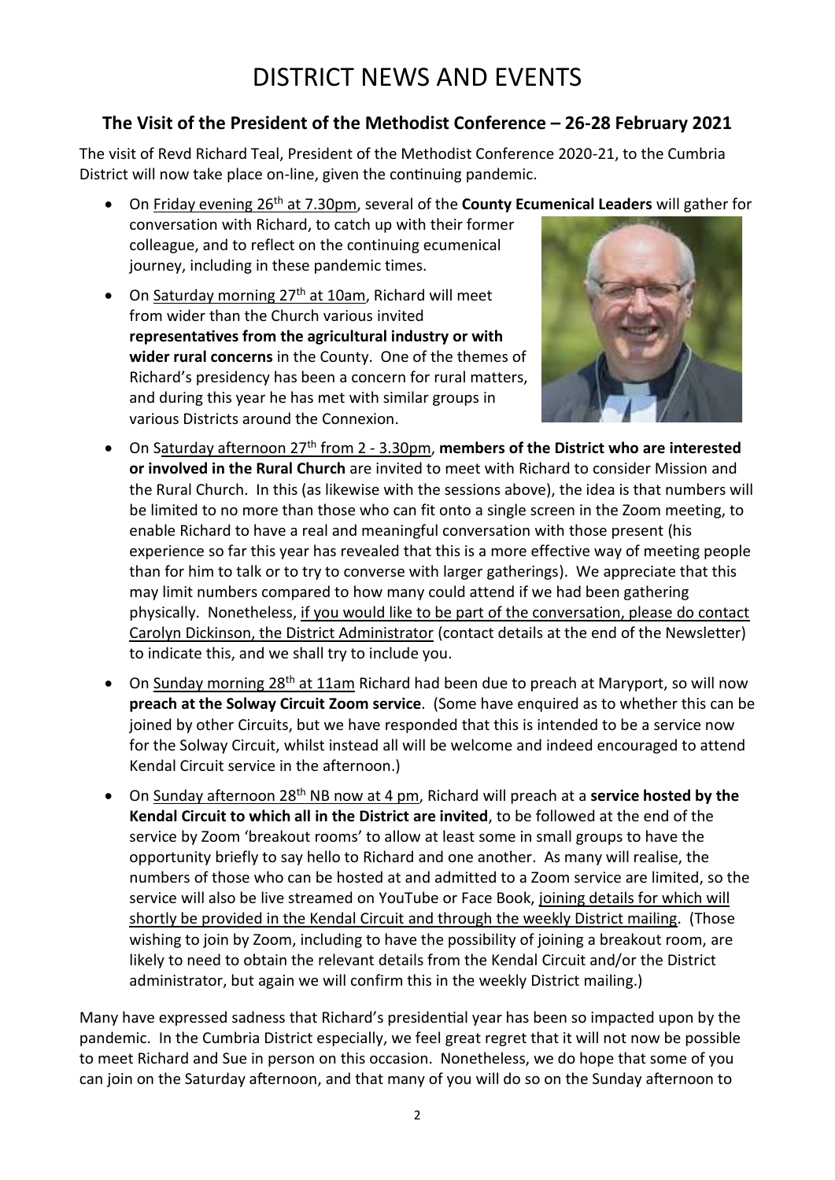# DISTRICT NEWS AND EVENTS

## The Visit of the President of the Methodist Conference – 26-28 February 2021

The visit of Revd Richard Teal, President of the Methodist Conference 2020-21, to the Cumbria District will now take place on-line, given the continuing pandemic.

- On Friday evening 26th at 7.30pm, several of the **County Ecumenical Leaders** will gather for conversation with Richard, to catch up with their former colleague, and to reflect on the continuing ecumenical journey, including in these pandemic times.
- On Saturday morning 27th at 10am, Richard will meet from wider than the Church various invited **representatives from the agricultural industry or with wider rural concerns** in the County. One of the themes of Richard's presidency has been a concern for rural matters, and during this year he has met with similar groups in various Districts around the Connexion.
- On Saturday afternoon 27th from 2 - 3.30pm, **members of the District who are interested or involved in the Rural Church** are invited to meet with Richard to consider Mission and the Rural Church. In this (as likewise with the sessions above), the idea is that numbers will be limited to no more than those who can fit onto a single screen in the Zoom meeting, to enable Richard to have a real and meaningful conversation with those present (his experience so far this year has revealed that this is a more effective way of meeting people than for him to talk or to try to converse with larger gatherings). We appreciate that this may limit numbers compared to how many could attend if we had been gathering physically. Nonetheless, if you would like to be part of the conversation, please do contact Carolyn Dickinson, the District Administrator (contact details at the end of the Newsletter) to indicate this, and we shall try to include you.
- On Sunday morning 28th at 11am Richard had been due to preach at Maryport, so will now **preach at the Solway Circuit Zoom service**. (Some have enquired as to whether this can be joined by other Circuits, but we have responded that this is intended to be a service now for the Solway Circuit, whilst instead all will be welcome and indeed encouraged to attend Kendal Circuit service in the afternoon.)
- On Sunday afternoon 28th NB now at 4 pm, Richard will preach at a **service hosted by the Kendal Circuit to which all in the District are invited**, to be followed at the end of the service by Zoom 'breakout rooms' to allow at least some in small groups to have the opportunity briefly to say hello to Richard and one another. As many will realise, the numbers of those who can be hosted at and admitted to a Zoom service are limited, so the service will also be live streamed on YouTube or Face Book, joining details for which will shortly be provided in the Kendal Circuit and through the weekly District mailing. (Those wishing to join by Zoom, including to have the possibility of joining a breakout room, are likely to need to obtain the relevant details from the Kendal Circuit and/or the District administrator, but again we will confirm this in the weekly District mailing.)

Many have expressed sadness that Richard's presidential year has been so impacted upon by the pandemic. In the Cumbria District especially, we feel great regret that it will not now be possible to meet Richard and Sue in person on this occasion. Nonetheless, we do hope that some of you can join on the Saturday afternoon, and that many of you will do so on the Sunday afternoon to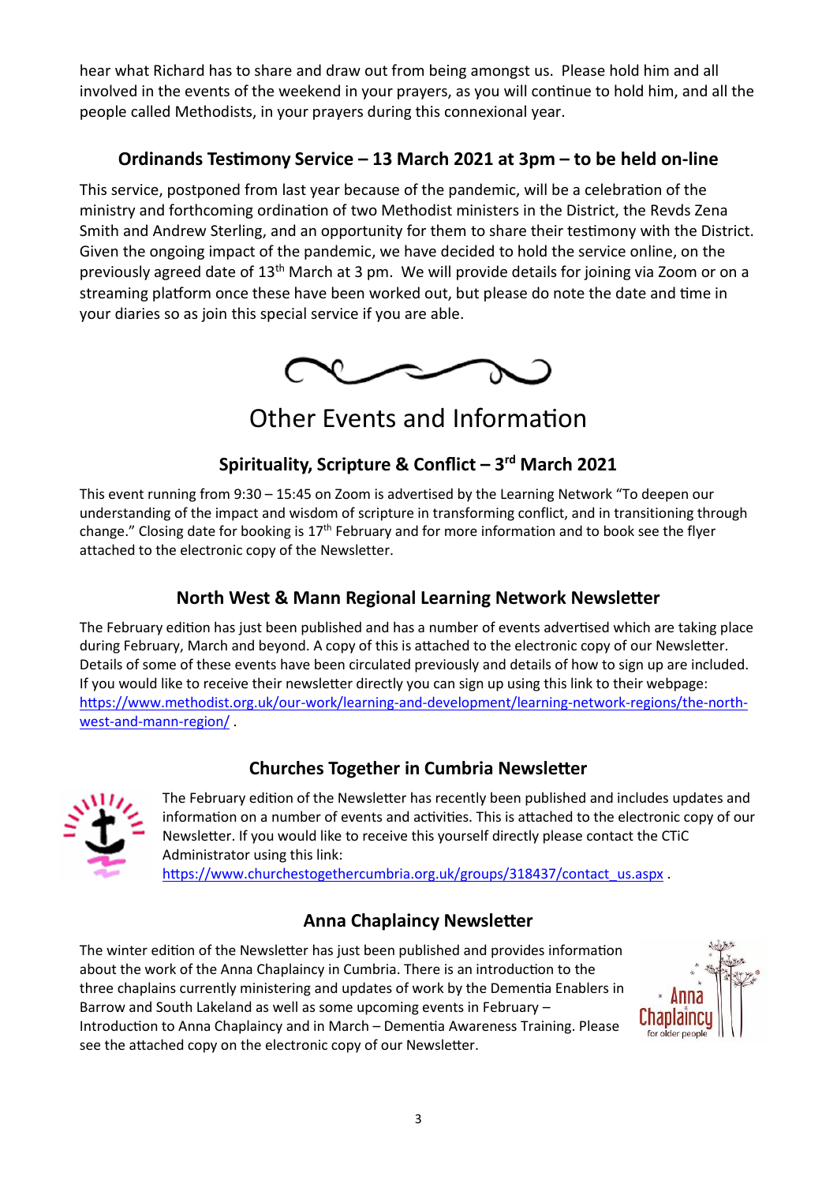hear what Richard has to share and draw out from being amongst us. Please hold him and all involved in the events of the weekend in your prayers, as you will continue to hold him, and all the people called Methodists, in your prayers during this connexional year.

### Ordinands Testimony Service – 13 March 2021 at 3pm – to be held on-line

This service, postponed from last year because of the pandemic, will be a celebration of the ministry and forthcoming ordination of two Methodist ministers in the District, the Revds Zena Smith and Andrew Sterling, and an opportunity for them to share their testimony with the District. Given the ongoing impact of the pandemic, we have decided to hold the service online, on the previously agreed date of 13th March at 3 pm. We will provide details for joining via Zoom or on a streaming platform once these have been worked out, but please do note the date and time in your diaries so as join this special service if you are able.

## Other Events and Information

### Spirituality, Scripture & Conflict – 3rd March 2021

This event running from 9:30 – 15:45 on Zoom is advertised by the Learning Network "To deepen our understanding of the impact and wisdom of scripture in transforming conflict, and in transitioning through change." Closing date for booking is 17th February and for more information and to book see the flyer attached to the electronic copy of the Newsletter.

### North West & Mann Regional Learning Network Newsletter

The February edition has just been published and has a number of events advertised which are taking place during February, March and beyond. A copy of this is attached to the electronic copy of our Newsletter. Details of some of these events have been circulated previously and details of how to sign up are included. If you would like to receive their newsletter directly you can sign up using this link to their webpage: https://www.methodist.org.uk/our-work/learning-and-development/learning-network-regions/the-north-west-and-mann-region/ .

### Churches Together in Cumbria Newsletter

The February edition of the Newsletter has recently been published and includes updates and information on a number of events and activities. This is attached to the electronic copy of our Newsletter. If you would like to receive this yourself directly please contact the CTiC Administrator using this link: https://www.churchestogethercumbria.org.uk/groups/318437/contact_us.aspx .

### Anna Chaplaincy Newsletter

The winter edition of the Newsletter has just been published and provides information about the work of the Anna Chaplaincy in Cumbria. There is an introduction to the three chaplains currently ministering and updates of work by the Dementia Enablers in Barrow and South Lakeland as well as some upcoming events in February – Introduction to Anna Chaplaincy and in March – Dementia Awareness Training. Please see the attached copy on the electronic copy of our Newsletter.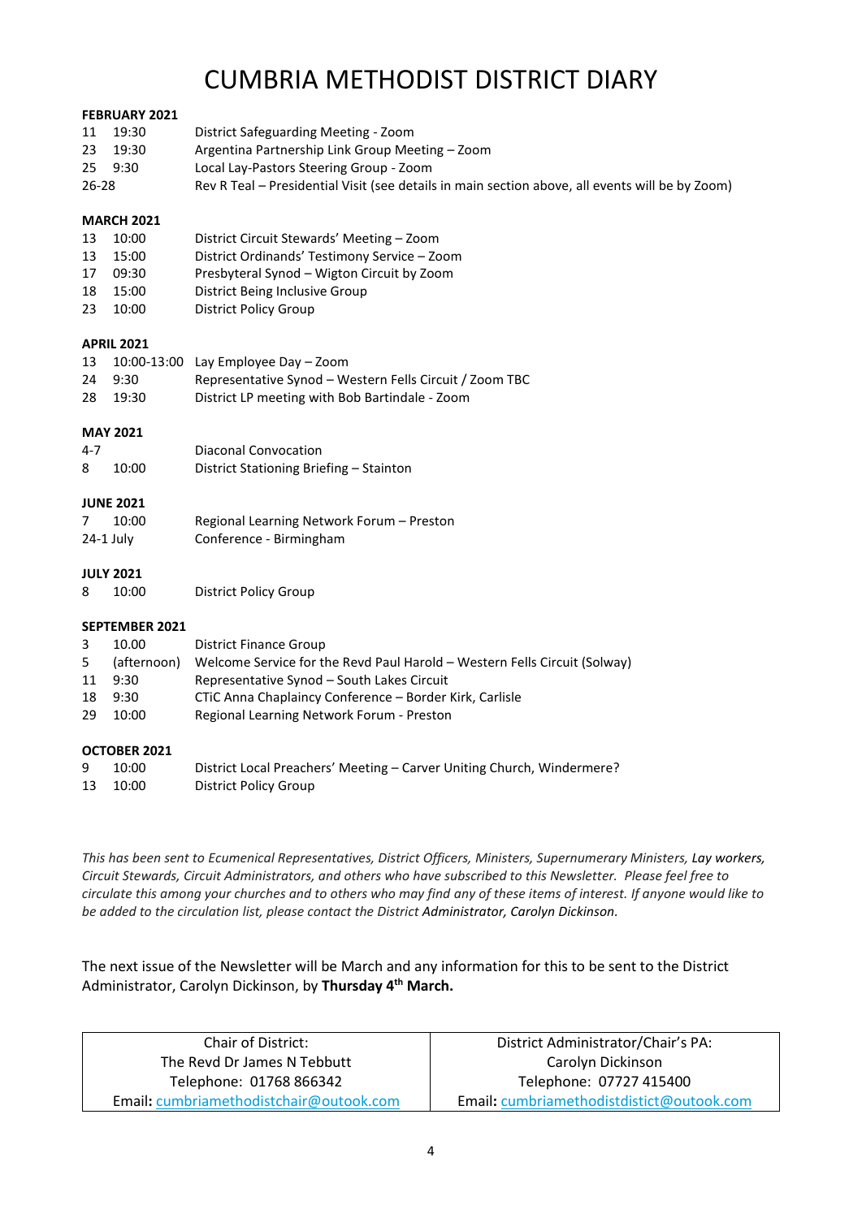// CUMBRIA METHODIST DISTRICT DIARY

#### FEBRUARY 2021

| | | |
|---|---|---|
| 11 | 19:30 | District Safeguarding Meeting - Zoom |
| 23 | 19:30 | Argentina Partnership Link Group Meeting – Zoom |
| 25 | 9:30 | Local Lay-Pastors Steering Group - Zoom |
| 26-28 | | Rev R Teal – Presidential Visit (see details in main section above, all events will be by Zoom) |

#### MARCH 2021

| | | |
|---|---|---|
| 13 | 10:00 | District Circuit Stewards' Meeting – Zoom |
| 13 | 15:00 | District Ordinands' Testimony Service – Zoom |
| 17 | 09:30 | Presbyteral Synod – Wigton Circuit by Zoom |
| 18 | 15:00 | District Being Inclusive Group |
| 23 | 10:00 | District Policy Group |

#### APRIL 2021

| | | |
|---|---|---|
| 13 | 10:00-13:00 | Lay Employee Day – Zoom |
| 24 | 9:30 | Representative Synod – Western Fells Circuit / Zoom TBC |
| 28 | 19:30 | District LP meeting with Bob Bartindale - Zoom |

#### MAY 2021

| | | |
|---|---|---|
| 4-7 | | Diaconal Convocation |
| 8 | 10:00 | District Stationing Briefing – Stainton |

#### JUNE 2021

| | | |
|---|---|---|
| 7 | 10:00 | Regional Learning Network Forum – Preston |
| 24-1 July | | Conference - Birmingham |

#### JULY 2021

| | | |
|---|---|---|
| 8 | 10:00 | District Policy Group |

#### SEPTEMBER 2021

| | | |
|---|---|---|
| 3 | 10.00 | District Finance Group |
| 5 | (afternoon) | Welcome Service for the Revd Paul Harold – Western Fells Circuit (Solway) |
| 11 | 9:30 | Representative Synod – South Lakes Circuit |
| 18 | 9:30 | CTiC Anna Chaplaincy Conference – Border Kirk, Carlisle |
| 29 | 10:00 | Regional Learning Network Forum - Preston |

#### OCTOBER 2021

| | | |
|---|---|---|
| 9 | 10:00 | District Local Preachers' Meeting – Carver Uniting Church, Windermere? |
| 13 | 10:00 | District Policy Group |

*This has been sent to Ecumenical Representatives, District Officers, Ministers, Supernumerary Ministers, Lay workers, Circuit Stewards, Circuit Administrators, and others who have subscribed to this Newsletter. Please feel free to circulate this among your churches and to others who may find any of these items of interest. If anyone would like to be added to the circulation list, please contact the District Administrator, Carolyn Dickinson.*

The next issue of the Newsletter will be March and any information for this to be sent to the District Administrator, Carolyn Dickinson, by **Thursday 4th March.**

| | |
|---|---|
| Chair of District:<br>The Revd Dr James N Tebbutt<br>Telephone: 01768 866342<br>**Email:** cumbriamethodistchair@outook.com | District Administrator/Chair's PA:<br>Carolyn Dickinson<br>Telephone: 07727 415400<br>**Email:** cumbriamethodistdistict@outook.com |